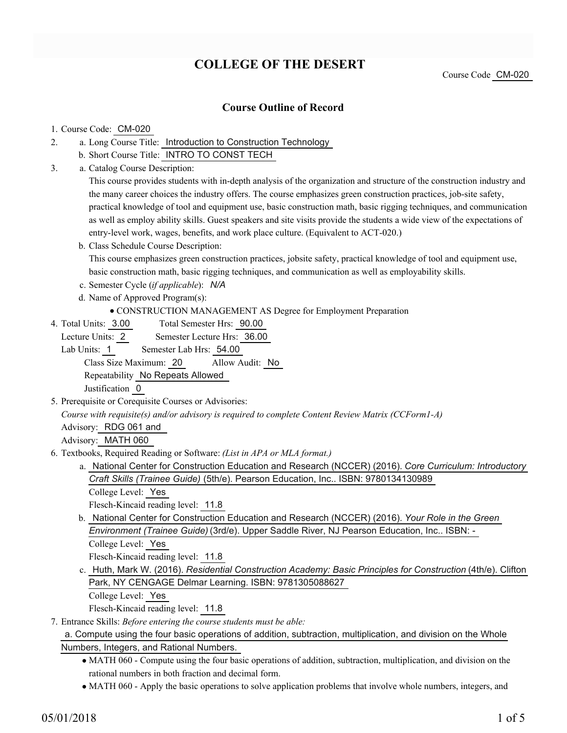# COLLEGE OF THE DESERT

Course Code CM-020

## Course Outline of Record

1. Course Code: CM-020
2. a. Long Course Title: Introduction to Construction Technology
   b. Short Course Title: INTRO TO CONST TECH
3. a. Catalog Course Description:
   This course provides students with in-depth analysis of the organization and structure of the construction industry and the many career choices the industry offers. The course emphasizes green construction practices, job-site safety, practical knowledge of tool and equipment use, basic construction math, basic rigging techniques, and communication as well as employ ability skills. Guest speakers and site visits provide the students a wide view of the expectations of entry-level work, wages, benefits, and work place culture. (Equivalent to ACT-020.)
   b. Class Schedule Course Description:
   This course emphasizes green construction practices, jobsite safety, practical knowledge of tool and equipment use, basic construction math, basic rigging techniques, and communication as well as employability skills.
   c. Semester Cycle (*if applicable*): *N/A*
   d. Name of Approved Program(s):
      - CONSTRUCTION MANAGEMENT AS Degree for Employment Preparation
4. Total Units: 3.00 Total Semester Hrs: 90.00
   Lecture Units: 2 Semester Lecture Hrs: 36.00
   Lab Units: 1 Semester Lab Hrs: 54.00
   Class Size Maximum: 20 Allow Audit: No
   Repeatability No Repeats Allowed
   Justification 0
5. Prerequisite or Corequisite Courses or Advisories:
   *Course with requisite(s) and/or advisory is required to complete Content Review Matrix (CCForm1-A)*
   Advisory: RDG 061 and
   Advisory: MATH 060
6. Textbooks, Required Reading or Software: *(List in APA or MLA format.)*
   a. National Center for Construction Education and Research (NCCER) (2016). *Core Curriculum: Introductory Craft Skills (Trainee Guide)* (5th/e). Pearson Education, Inc.. ISBN: 9780134130989
      College Level: Yes
      Flesch-Kincaid reading level: 11.8
   b. National Center for Construction Education and Research (NCCER) (2016). *Your Role in the Green Environment (Trainee Guide)* (3rd/e). Upper Saddle River, NJ Pearson Education, Inc.. ISBN: -
      College Level: Yes
      Flesch-Kincaid reading level: 11.8
   c. Huth, Mark W. (2016). *Residential Construction Academy: Basic Principles for Construction* (4th/e). Clifton Park, NY CENGAGE Delmar Learning. ISBN: 9781305088627
      College Level: Yes
      Flesch-Kincaid reading level: 11.8
7. Entrance Skills: *Before entering the course students must be able:*
   a. Compute using the four basic operations of addition, subtraction, multiplication, and division on the Whole Numbers, Integers, and Rational Numbers.
      - MATH 060 - Compute using the four basic operations of addition, subtraction, multiplication, and division on the rational numbers in both fraction and decimal form.
      - MATH 060 - Apply the basic operations to solve application problems that involve whole numbers, integers, and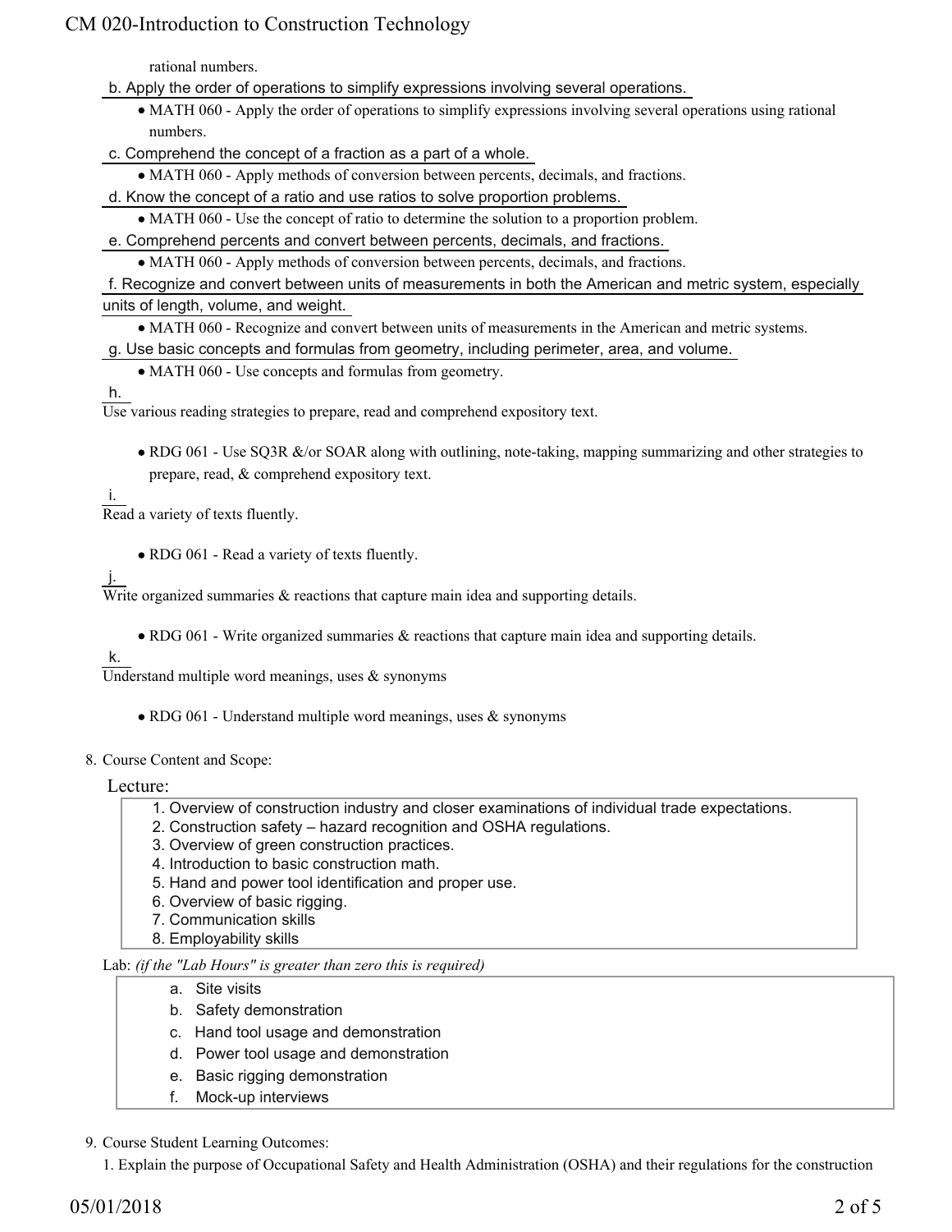rational numbers.

b. Apply the order of operations to simplify expressions involving several operations.

- MATH 060 - Apply the order of operations to simplify expressions involving several operations using rational numbers.

c. Comprehend the concept of a fraction as a part of a whole.

- MATH 060 - Apply methods of conversion between percents, decimals, and fractions.

d. Know the concept of a ratio and use ratios to solve proportion problems.

- MATH 060 - Use the concept of ratio to determine the solution to a proportion problem.

e. Comprehend percents and convert between percents, decimals, and fractions.

- MATH 060 - Apply methods of conversion between percents, decimals, and fractions.

f. Recognize and convert between units of measurements in both the American and metric system, especially units of length, volume, and weight.

- MATH 060 - Recognize and convert between units of measurements in the American and metric systems.

g. Use basic concepts and formulas from geometry, including perimeter, area, and volume.

- MATH 060 - Use concepts and formulas from geometry.

h.
Use various reading strategies to prepare, read and comprehend expository text.

- RDG 061 - Use SQ3R &/or SOAR along with outlining, note-taking, mapping summarizing and other strategies to prepare, read, & comprehend expository text.

i.
Read a variety of texts fluently.

- RDG 061 - Read a variety of texts fluently.

j.
Write organized summaries & reactions that capture main idea and supporting details.

- RDG 061 - Write organized summaries & reactions that capture main idea and supporting details.

k.
Understand multiple word meanings, uses & synonyms

- RDG 061 - Understand multiple word meanings, uses & synonyms

8. Course Content and Scope:

Lecture:

1. Overview of construction industry and closer examinations of individual trade expectations.
2. Construction safety – hazard recognition and OSHA regulations.
3. Overview of green construction practices.
4. Introduction to basic construction math.
5. Hand and power tool identification and proper use.
6. Overview of basic rigging.
7. Communication skills
8. Employability skills

Lab: *(if the "Lab Hours" is greater than zero this is required)*

a. Site visits
b. Safety demonstration
c. Hand tool usage and demonstration
d. Power tool usage and demonstration
e. Basic rigging demonstration
f. Mock-up interviews

9. Course Student Learning Outcomes:

1. Explain the purpose of Occupational Safety and Health Administration (OSHA) and their regulations for the construction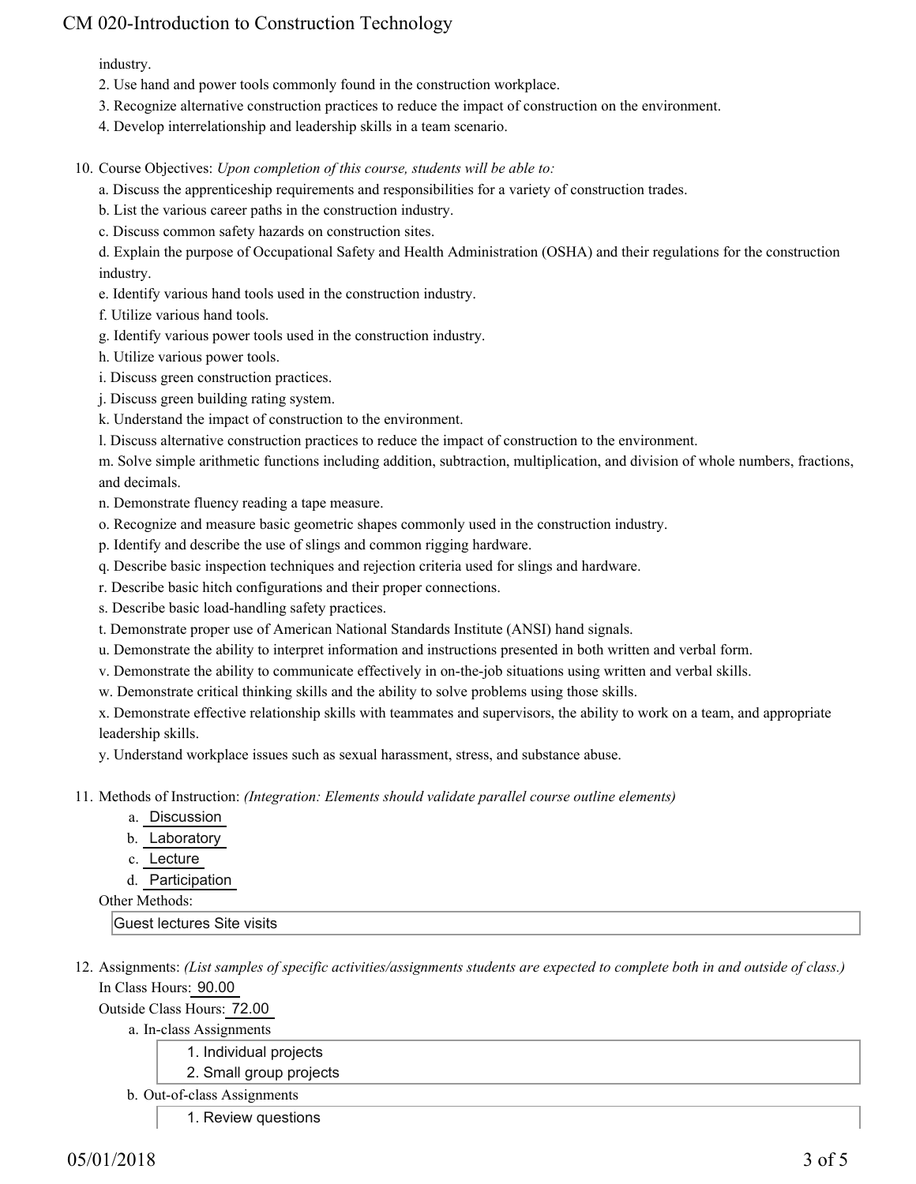industry.

2. Use hand and power tools commonly found in the construction workplace.
3. Recognize alternative construction practices to reduce the impact of construction on the environment.
4. Develop interrelationship and leadership skills in a team scenario.

10. Course Objectives: *Upon completion of this course, students will be able to:*

    a. Discuss the apprenticeship requirements and responsibilities for a variety of construction trades.
    b. List the various career paths in the construction industry.
    c. Discuss common safety hazards on construction sites.
    d. Explain the purpose of Occupational Safety and Health Administration (OSHA) and their regulations for the construction industry.
    e. Identify various hand tools used in the construction industry.
    f. Utilize various hand tools.
    g. Identify various power tools used in the construction industry.
    h. Utilize various power tools.
    i. Discuss green construction practices.
    j. Discuss green building rating system.
    k. Understand the impact of construction to the environment.
    l. Discuss alternative construction practices to reduce the impact of construction to the environment.
    m. Solve simple arithmetic functions including addition, subtraction, multiplication, and division of whole numbers, fractions, and decimals.
    n. Demonstrate fluency reading a tape measure.
    o. Recognize and measure basic geometric shapes commonly used in the construction industry.
    p. Identify and describe the use of slings and common rigging hardware.
    q. Describe basic inspection techniques and rejection criteria used for slings and hardware.
    r. Describe basic hitch configurations and their proper connections.
    s. Describe basic load-handling safety practices.
    t. Demonstrate proper use of American National Standards Institute (ANSI) hand signals.
    u. Demonstrate the ability to interpret information and instructions presented in both written and verbal form.
    v. Demonstrate the ability to communicate effectively in on-the-job situations using written and verbal skills.
    w. Demonstrate critical thinking skills and the ability to solve problems using those skills.
    x. Demonstrate effective relationship skills with teammates and supervisors, the ability to work on a team, and appropriate leadership skills.
    y. Understand workplace issues such as sexual harassment, stress, and substance abuse.

11. Methods of Instruction: *(Integration: Elements should validate parallel course outline elements)*

    a. Discussion
    b. Laboratory
    c. Lecture
    d. Participation

    Other Methods:

    Guest lectures Site visits

12. Assignments: *(List samples of specific activities/assignments students are expected to complete both in and outside of class.)*

    In Class Hours: 90.00

    Outside Class Hours: 72.00

    a. In-class Assignments
        1. Individual projects
        2. Small group projects

    b. Out-of-class Assignments
        1. Review questions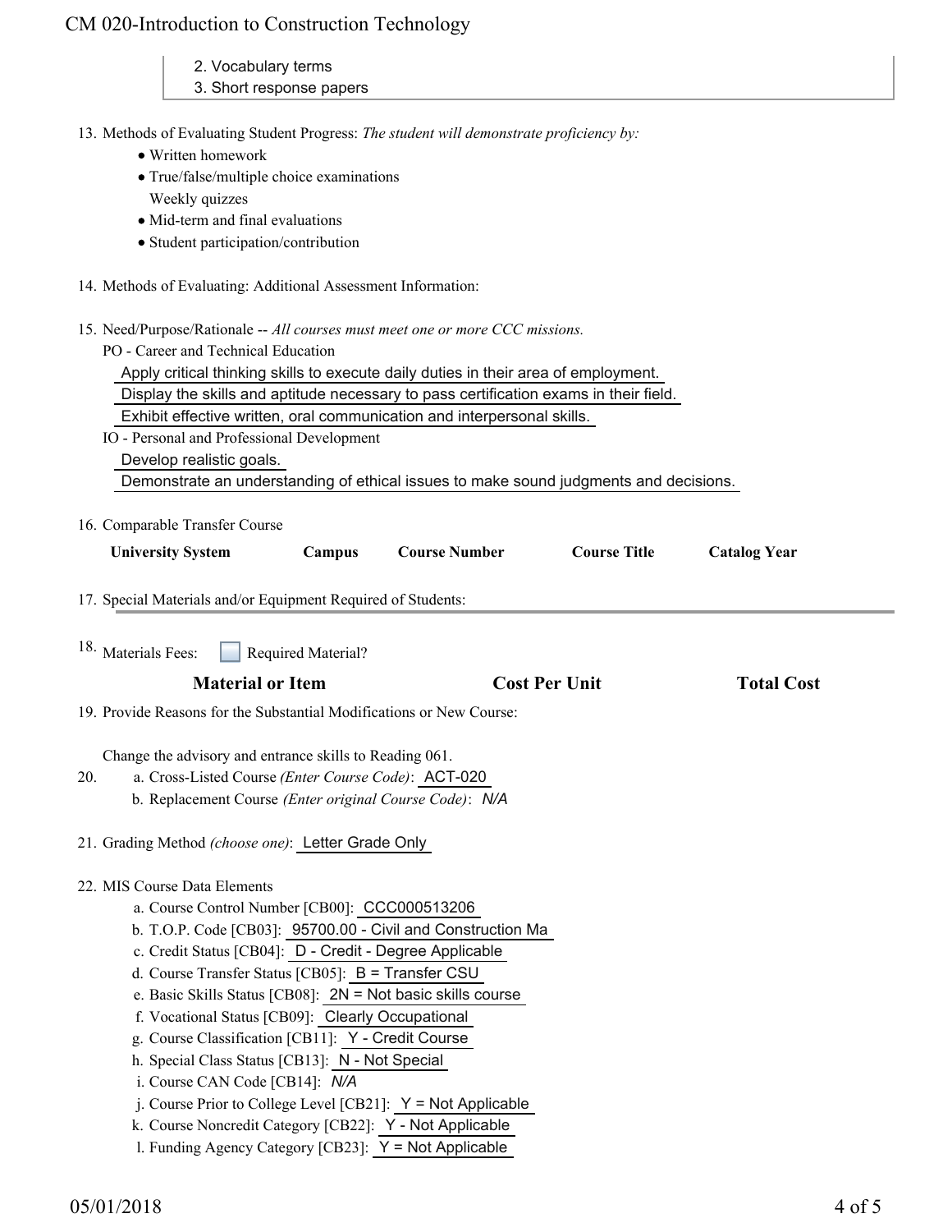2. Vocabulary terms
3. Short response papers

13. Methods of Evaluating Student Progress: *The student will demonstrate proficiency by:*
    - Written homework
    - True/false/multiple choice examinations
      Weekly quizzes
    - Mid-term and final evaluations
    - Student participation/contribution

14. Methods of Evaluating: Additional Assessment Information:

15. Need/Purpose/Rationale -- *All courses must meet one or more CCC missions.*

    PO - Career and Technical Education

    Apply critical thinking skills to execute daily duties in their area of employment.

    Display the skills and aptitude necessary to pass certification exams in their field.

    Exhibit effective written, oral communication and interpersonal skills.

    IO - Personal and Professional Development

    Develop realistic goals.

    Demonstrate an understanding of ethical issues to make sound judgments and decisions.

16. Comparable Transfer Course

| University System | Campus | Course Number | Course Title | Catalog Year |
|---|---|---|---|---|

17. Special Materials and/or Equipment Required of Students:

18. Materials Fees: ☐ Required Material?

| Material or Item | Cost Per Unit | Total Cost |
|---|---|---|

19. Provide Reasons for the Substantial Modifications or New Course:

    Change the advisory and entrance skills to Reading 061.

20. a. Cross-Listed Course *(Enter Course Code)*: ACT-020
    b. Replacement Course *(Enter original Course Code)*: *N/A*

21. Grading Method *(choose one)*: Letter Grade Only

22. MIS Course Data Elements
    a. Course Control Number [CB00]: CCC000513206
    b. T.O.P. Code [CB03]: 95700.00 - Civil and Construction Ma
    c. Credit Status [CB04]: D - Credit - Degree Applicable
    d. Course Transfer Status [CB05]: B = Transfer CSU
    e. Basic Skills Status [CB08]: 2N = Not basic skills course
    f. Vocational Status [CB09]: Clearly Occupational
    g. Course Classification [CB11]: Y - Credit Course
    h. Special Class Status [CB13]: N - Not Special
    i. Course CAN Code [CB14]: *N/A*
    j. Course Prior to College Level [CB21]: Y = Not Applicable
    k. Course Noncredit Category [CB22]: Y - Not Applicable
    l. Funding Agency Category [CB23]: Y = Not Applicable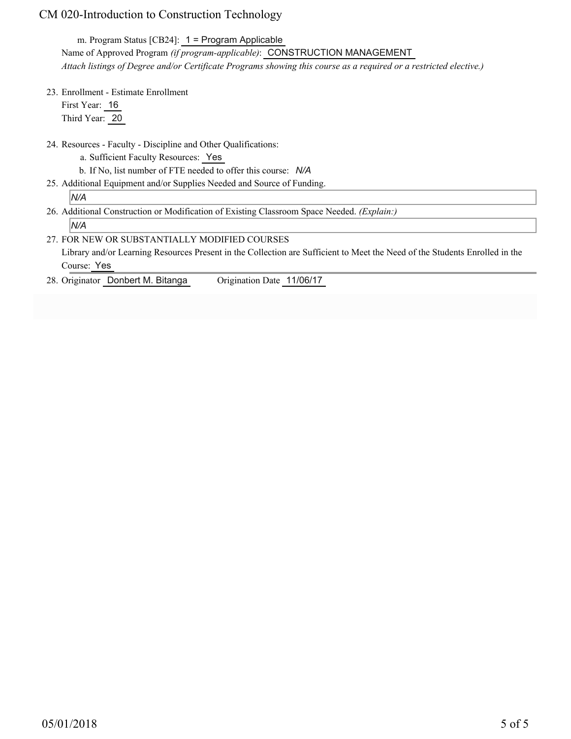m. Program Status [CB24]: 1 = Program Applicable

Name of Approved Program *(if program-applicable)*: CONSTRUCTION MANAGEMENT

*Attach listings of Degree and/or Certificate Programs showing this course as a required or a restricted elective.)*

23. Enrollment - Estimate Enrollment

    First Year: 16

    Third Year: 20

24. Resources - Faculty - Discipline and Other Qualifications:

    a. Sufficient Faculty Resources: Yes

    b. If No, list number of FTE needed to offer this course: *N/A*

25. Additional Equipment and/or Supplies Needed and Source of Funding.

    *N/A*

26. Additional Construction or Modification of Existing Classroom Space Needed. *(Explain:)*

    *N/A*

27. FOR NEW OR SUBSTANTIALLY MODIFIED COURSES

    Library and/or Learning Resources Present in the Collection are Sufficient to Meet the Need of the Students Enrolled in the Course: Yes

28. Originator Donbert M. Bitanga Origination Date 11/06/17